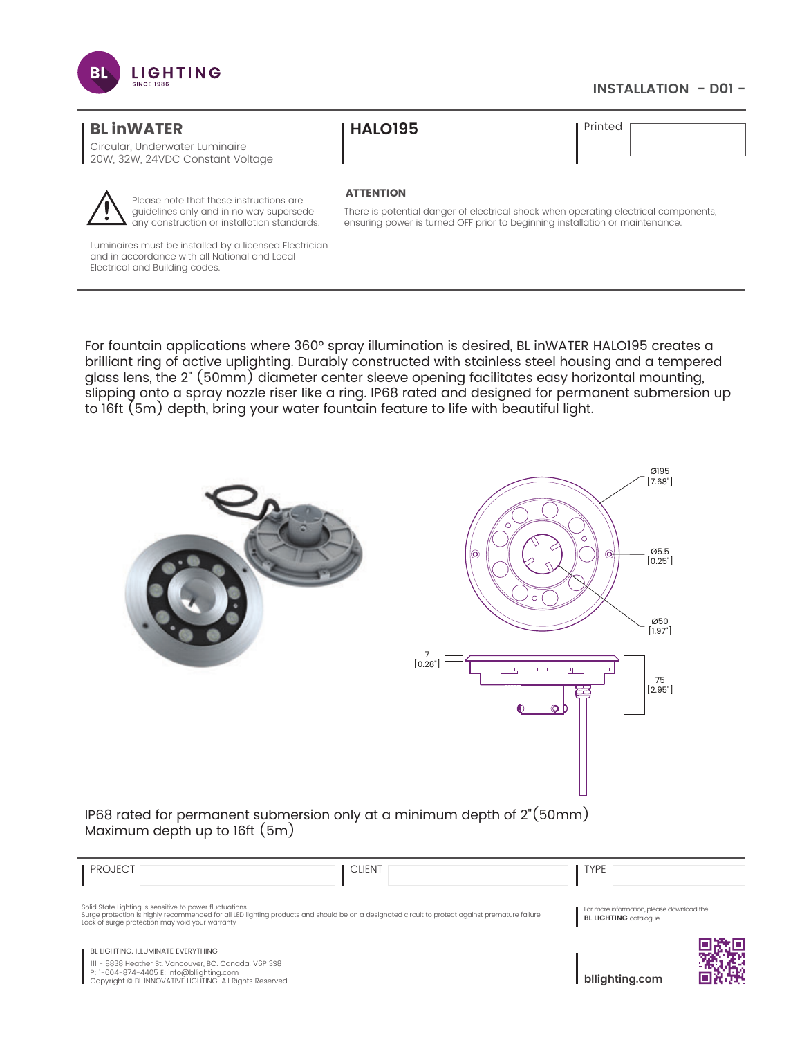BL LIGHTING
SINCE 1986

INSTALLATION - D01 -

## BL inWATER

Circular, Underwater Luminaire
20W, 32W, 24VDC Constant Voltage

## HALO195

Printed

Please note that these instructions are guidelines only and in no way supersede any construction or installation standards.

Luminaires must be installed by a licensed Electrician and in accordance with all National and Local Electrical and Building codes.

**ATTENTION**

There is potential danger of electrical shock when operating electrical components, ensuring power is turned OFF prior to beginning installation or maintenance.

For fountain applications where 360° spray illumination is desired, BL inWATER HALO195 creates a brilliant ring of active uplighting. Durably constructed with stainless steel housing and a tempered glass lens, the 2" (50mm) diameter center sleeve opening facilitates easy horizontal mounting, slipping onto a spray nozzle riser like a ring. IP68 rated and designed for permanent submersion up to 16ft (5m) depth, bring your water fountain feature to life with beautiful light.

Ø195 [7.68"]
Ø5.5 [0.25"]
Ø50 [1.97"]
7 [0.28"]
75 [2.95"]

IP68 rated for permanent submersion only at a minimum depth of 2"(50mm)
Maximum depth up to 16ft (5m)

| PROJECT | CLIENT | TYPE |
|---|---|---|
| | | |

Solid State Lighting is sensitive to power fluctuations
Surge protection is highly recommended for all LED lighting products and should be on a designated circuit to protect against premature failure
Lack of surge protection may void your warranty

For more information, please download the **BL LIGHTING** catalogue

BL LIGHTING. ILLUMINATE EVERYTHING
111 - 8838 Heather St. Vancouver, BC. Canada. V6P 3S8
P: 1-604-874-4405 E: info@bllighting.com
Copyright © BL INNOVATIVE LIGHTING. All Rights Reserved.

**bllighting.com**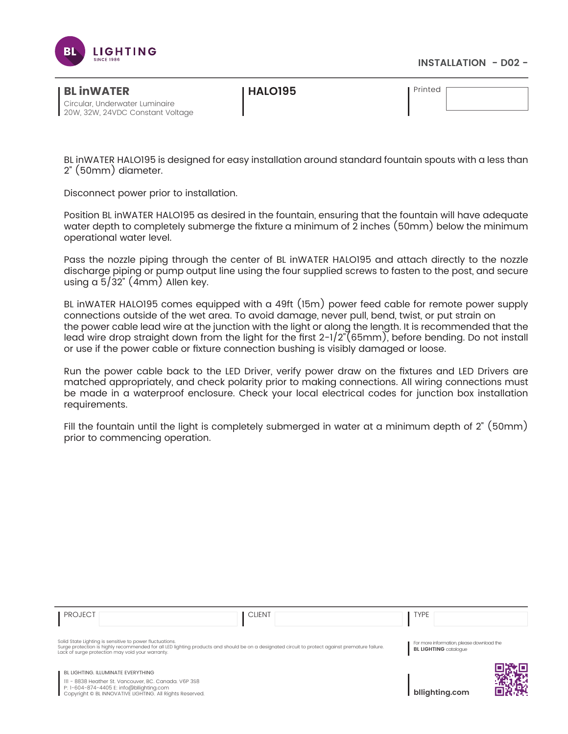INSTALLATION - D02 -

**BL inWATER**
Circular, Underwater Luminaire
20W, 32W, 24VDC Constant Voltage

**HALO195**

Printed

BL inWATER HALO195 is designed for easy installation around standard fountain spouts with a less than 2" (50mm) diameter.

Disconnect power prior to installation.

Position BL inWATER HALO195 as desired in the fountain, ensuring that the fountain will have adequate water depth to completely submerge the fixture a minimum of 2 inches (50mm) below the minimum operational water level.

Pass the nozzle piping through the center of BL inWATER HALO195 and attach directly to the nozzle discharge piping or pump output line using the four supplied screws to fasten to the post, and secure using a 5/32" (4mm) Allen key.

BL inWATER HALO195 comes equipped with a 49ft (15m) power feed cable for remote power supply connections outside of the wet area. To avoid damage, never pull, bend, twist, or put strain on the power cable lead wire at the junction with the light or along the length. It is recommended that the lead wire drop straight down from the light for the first 2-1/2"(65mm), before bending. Do not install or use if the power cable or fixture connection bushing is visibly damaged or loose.

Run the power cable back to the LED Driver, verify power draw on the fixtures and LED Drivers are matched appropriately, and check polarity prior to making connections. All wiring connections must be made in a waterproof enclosure. Check your local electrical codes for junction box installation requirements.

Fill the fountain until the light is completely submerged in water at a minimum depth of 2" (50mm) prior to commencing operation.

PROJECT | CLIENT | TYPE

Solid State Lighting is sensitive to power fluctuations.
Surge protection is highly recommended for all LED lighting products and should be on a designated circuit to protect against premature failure.
Lack of surge protection may void your warranty.

For more information, please download the **BL LIGHTING** catalogue

BL LIGHTING. ILLUMINATE EVERYTHING
111 - 8838 Heather St. Vancouver, BC. Canada. V6P 3S8
P: 1-604-874-4405 E: info@bllighting.com
Copyright © BL INNOVATIVE LIGHTING. All Rights Reserved.

**bllighting.com**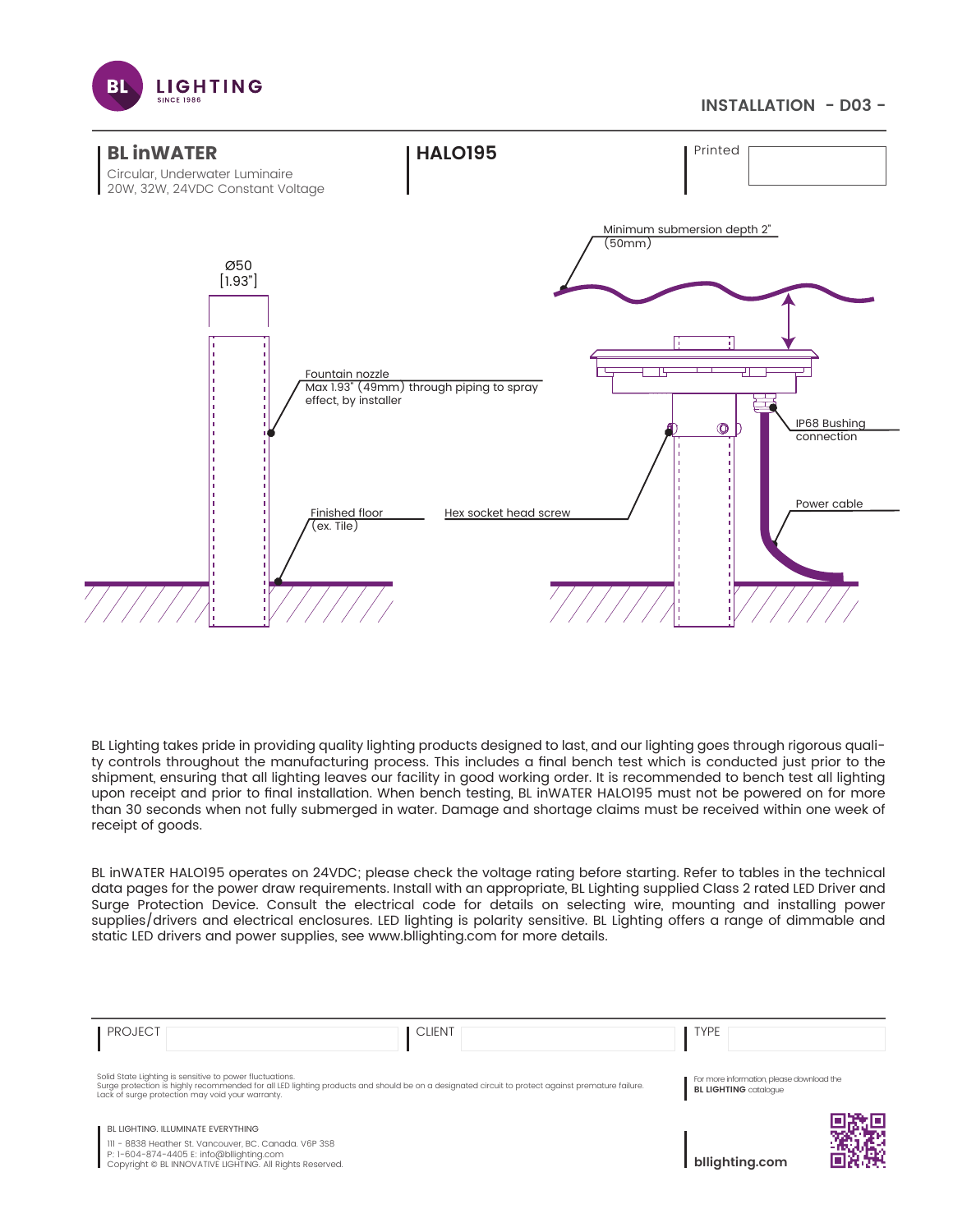INSTALLATION - D03 -

## BL inWATER

Circular, Underwater Luminaire
20W, 32W, 24VDC Constant Voltage

## HALO195

Printed

Ø50
[1.93"]

Fountain nozzle
Max 1.93" (49mm) through piping to spray effect, by installer

Finished floor
(ex. Tile)

Minimum submersion depth 2" (50mm)

IP68 Bushing connection

Hex socket head screw

Power cable

BL Lighting takes pride in providing quality lighting products designed to last, and our lighting goes through rigorous quality controls throughout the manufacturing process. This includes a final bench test which is conducted just prior to the shipment, ensuring that all lighting leaves our facility in good working order. It is recommended to bench test all lighting upon receipt and prior to final installation. When bench testing, BL inWATER HALO195 must not be powered on for more than 30 seconds when not fully submerged in water. Damage and shortage claims must be received within one week of receipt of goods.

BL inWATER HALO195 operates on 24VDC; please check the voltage rating before starting. Refer to tables in the technical data pages for the power draw requirements. Install with an appropriate, BL Lighting supplied Class 2 rated LED Driver and Surge Protection Device. Consult the electrical code for details on selecting wire, mounting and installing power supplies/drivers and electrical enclosures. LED lighting is polarity sensitive. BL Lighting offers a range of dimmable and static LED drivers and power supplies, see www.bllighting.com for more details.

| PROJECT | | CLIENT | | TYPE | |
|---|---|---|---|---|---|

Solid State Lighting is sensitive to power fluctuations.
Surge protection is highly recommended for all LED lighting products and should be on a designated circuit to protect against premature failure.
Lack of surge protection may void your warranty.

For more information, please download the **BL LIGHTING** catalogue

BL LIGHTING. ILLUMINATE EVERYTHING
111 - 8838 Heather St. Vancouver, BC. Canada. V6P 3S8
P: 1-604-874-4405 E: info@bllighting.com
Copyright © BL INNOVATIVE LIGHTING. All Rights Reserved.

**bllighting.com**